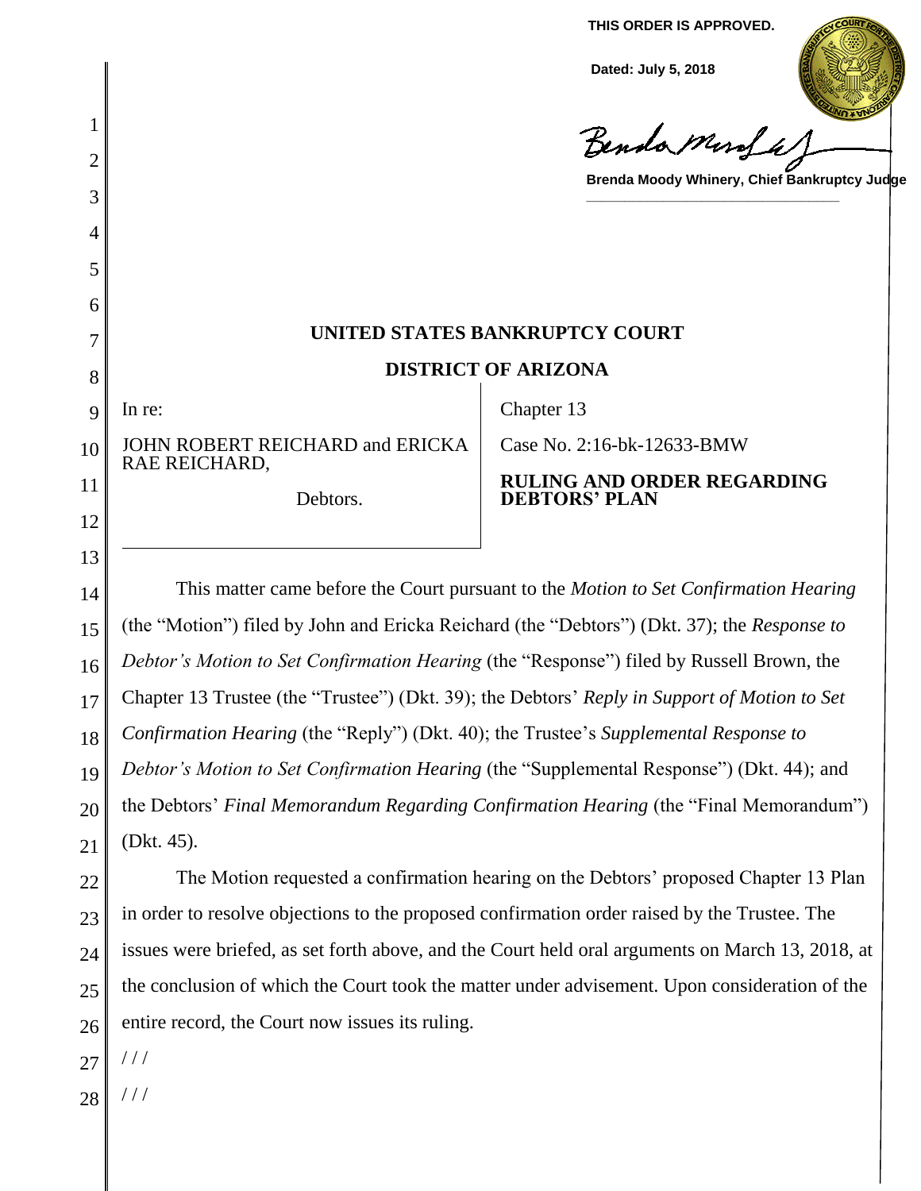**THIS ORDER IS APPROVED.**

**Dated: July 5, 2018**

**Brenda Moody Whinery, Chief Bankruptcy Judge**

**UNITED STATES BANKRUPTCY COURT**

**DISTRICT OF ARIZONA**

| | |
|---|---|
| In re: | Chapter 13 |
| JOHN ROBERT REICHARD and ERICKA RAE REICHARD, | Case No. 2:16-bk-12633-BMW |
| Debtors. | **RULING AND ORDER REGARDING DEBTORS' PLAN** |

This matter came before the Court pursuant to the *Motion to Set Confirmation Hearing* (the "Motion") filed by John and Ericka Reichard (the "Debtors") (Dkt. 37); the *Response to Debtor's Motion to Set Confirmation Hearing* (the "Response") filed by Russell Brown, the Chapter 13 Trustee (the "Trustee") (Dkt. 39); the Debtors' *Reply in Support of Motion to Set Confirmation Hearing* (the "Reply") (Dkt. 40); the Trustee's *Supplemental Response to Debtor's Motion to Set Confirmation Hearing* (the "Supplemental Response") (Dkt. 44); and the Debtors' *Final Memorandum Regarding Confirmation Hearing* (the "Final Memorandum") (Dkt. 45).

The Motion requested a confirmation hearing on the Debtors' proposed Chapter 13 Plan in order to resolve objections to the proposed confirmation order raised by the Trustee. The issues were briefed, as set forth above, and the Court held oral arguments on March 13, 2018, at the conclusion of which the Court took the matter under advisement. Upon consideration of the entire record, the Court now issues its ruling.

/ / /

/ / /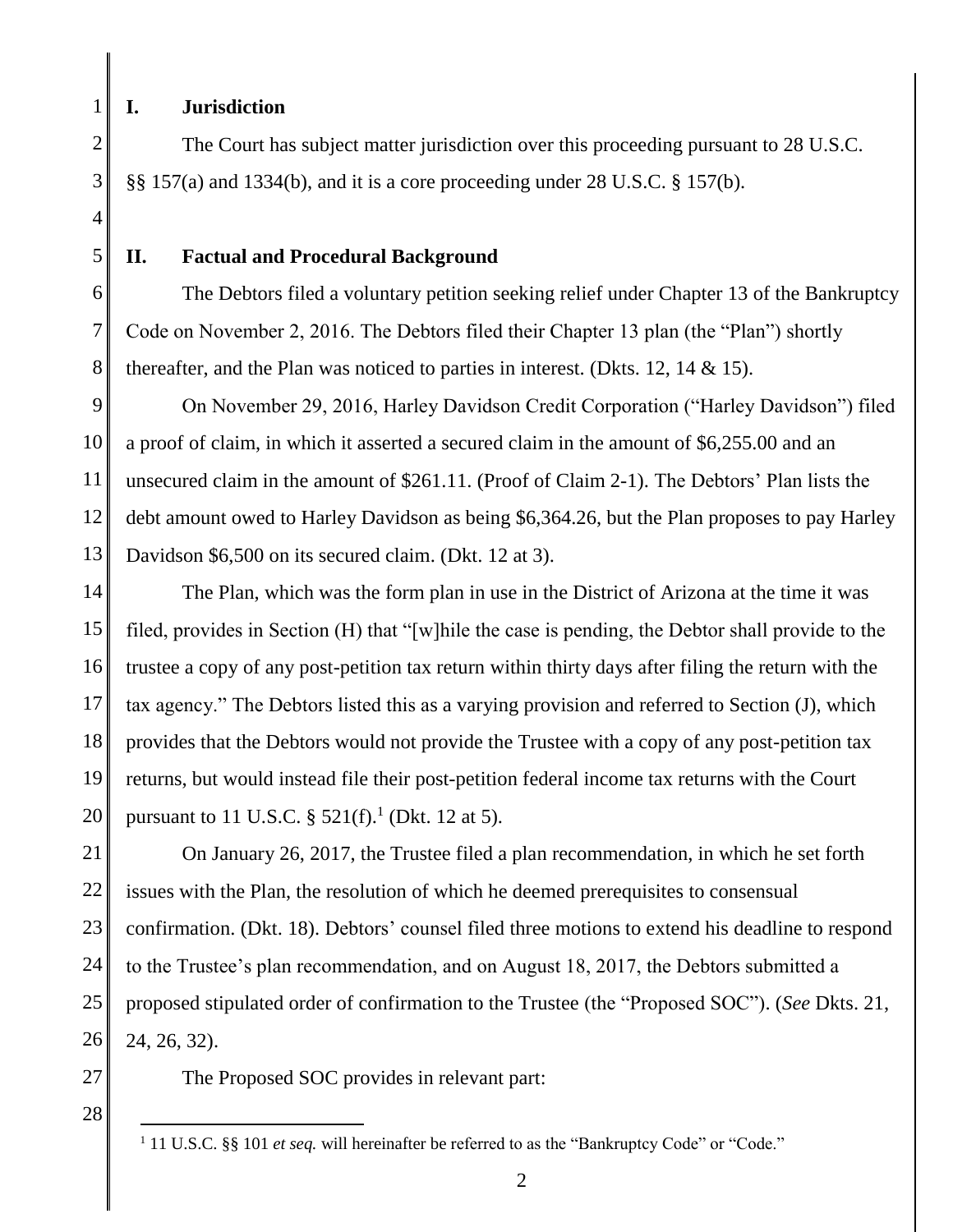## I. Jurisdiction

The Court has subject matter jurisdiction over this proceeding pursuant to 28 U.S.C. §§ 157(a) and 1334(b), and it is a core proceeding under 28 U.S.C. § 157(b).

## II. Factual and Procedural Background

The Debtors filed a voluntary petition seeking relief under Chapter 13 of the Bankruptcy Code on November 2, 2016. The Debtors filed their Chapter 13 plan (the "Plan") shortly thereafter, and the Plan was noticed to parties in interest. (Dkts. 12, 14 & 15).

On November 29, 2016, Harley Davidson Credit Corporation ("Harley Davidson") filed a proof of claim, in which it asserted a secured claim in the amount of $6,255.00 and an unsecured claim in the amount of $261.11. (Proof of Claim 2-1). The Debtors' Plan lists the debt amount owed to Harley Davidson as being $6,364.26, but the Plan proposes to pay Harley Davidson $6,500 on its secured claim. (Dkt. 12 at 3).

The Plan, which was the form plan in use in the District of Arizona at the time it was filed, provides in Section (H) that "[w]hile the case is pending, the Debtor shall provide to the trustee a copy of any post-petition tax return within thirty days after filing the return with the tax agency." The Debtors listed this as a varying provision and referred to Section (J), which provides that the Debtors would not provide the Trustee with a copy of any post-petition tax returns, but would instead file their post-petition federal income tax returns with the Court pursuant to 11 U.S.C. § 521(f).[1] (Dkt. 12 at 5).

On January 26, 2017, the Trustee filed a plan recommendation, in which he set forth issues with the Plan, the resolution of which he deemed prerequisites to consensual confirmation. (Dkt. 18). Debtors' counsel filed three motions to extend his deadline to respond to the Trustee's plan recommendation, and on August 18, 2017, the Debtors submitted a proposed stipulated order of confirmation to the Trustee (the "Proposed SOC"). (*See* Dkts. 21, 24, 26, 32).

The Proposed SOC provides in relevant part:

[1] 11 U.S.C. §§ 101 *et seq.* will hereinafter be referred to as the "Bankruptcy Code" or "Code."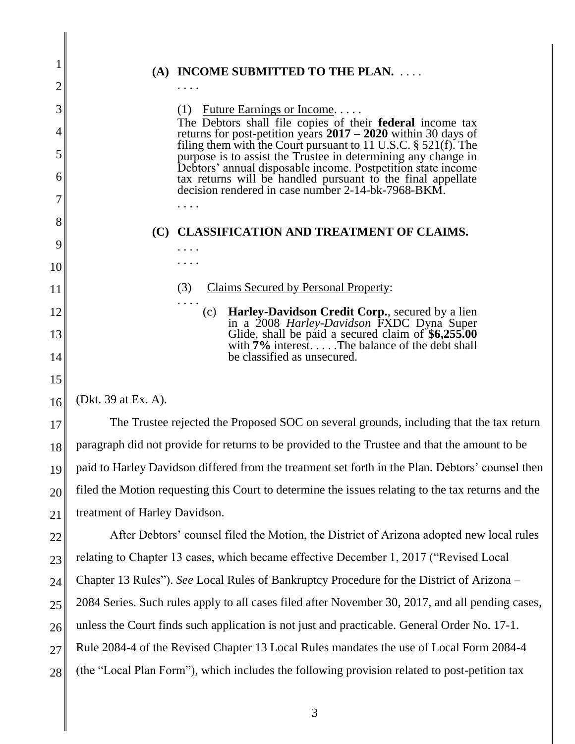> **(A) INCOME SUBMITTED TO THE PLAN.** . . . .
>
> . . . .
>
> (1) Future Earnings or Income. . . . .
> The Debtors shall file copies of their **federal** income tax returns for post-petition years **2017 – 2020** within 30 days of filing them with the Court pursuant to 11 U.S.C. § 521(f). The purpose is to assist the Trustee in determining any change in Debtors' annual disposable income. Postpetition state income tax returns will be handled pursuant to the final appellate decision rendered in case number 2-14-bk-7968-BKM.
>
> . . . .
>
> **(C) CLASSIFICATION AND TREATMENT OF CLAIMS.**
>
> . . . .
>
> . . . .
>
> (3) Claims Secured by Personal Property:
>
> . . . .
>
> (c) **Harley-Davidson Credit Corp.**, secured by a lien in a 2008 *Harley-Davidson* FXDC Dyna Super Glide, shall be paid a secured claim of **$6,255.00** with **7%** interest. . . . .The balance of the debt shall be classified as unsecured.

(Dkt. 39 at Ex. A).

The Trustee rejected the Proposed SOC on several grounds, including that the tax return paragraph did not provide for returns to be provided to the Trustee and that the amount to be paid to Harley Davidson differed from the treatment set forth in the Plan. Debtors' counsel then filed the Motion requesting this Court to determine the issues relating to the tax returns and the treatment of Harley Davidson.

After Debtors' counsel filed the Motion, the District of Arizona adopted new local rules relating to Chapter 13 cases, which became effective December 1, 2017 ("Revised Local Chapter 13 Rules"). *See* Local Rules of Bankruptcy Procedure for the District of Arizona – 2084 Series. Such rules apply to all cases filed after November 30, 2017, and all pending cases, unless the Court finds such application is not just and practicable. General Order No. 17-1. Rule 2084-4 of the Revised Chapter 13 Local Rules mandates the use of Local Form 2084-4 (the "Local Plan Form"), which includes the following provision related to post-petition tax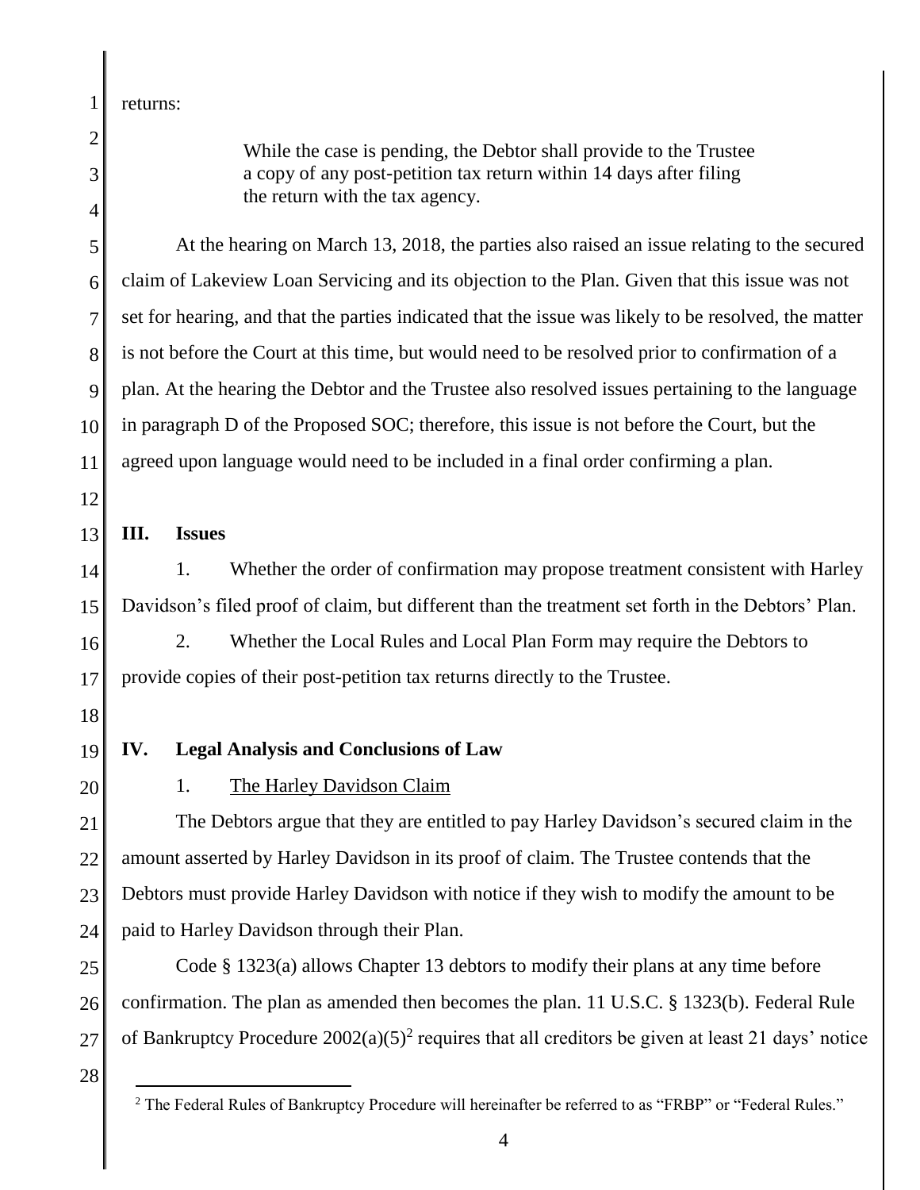returns:

> While the case is pending, the Debtor shall provide to the Trustee a copy of any post-petition tax return within 14 days after filing the return with the tax agency.

At the hearing on March 13, 2018, the parties also raised an issue relating to the secured claim of Lakeview Loan Servicing and its objection to the Plan. Given that this issue was not set for hearing, and that the parties indicated that the issue was likely to be resolved, the matter is not before the Court at this time, but would need to be resolved prior to confirmation of a plan. At the hearing the Debtor and the Trustee also resolved issues pertaining to the language in paragraph D of the Proposed SOC; therefore, this issue is not before the Court, but the agreed upon language would need to be included in a final order confirming a plan.

## III. Issues

1. Whether the order of confirmation may propose treatment consistent with Harley Davidson's filed proof of claim, but different than the treatment set forth in the Debtors' Plan.

2. Whether the Local Rules and Local Plan Form may require the Debtors to provide copies of their post-petition tax returns directly to the Trustee.

## IV. Legal Analysis and Conclusions of Law

1. The Harley Davidson Claim

The Debtors argue that they are entitled to pay Harley Davidson's secured claim in the amount asserted by Harley Davidson in its proof of claim. The Trustee contends that the Debtors must provide Harley Davidson with notice if they wish to modify the amount to be paid to Harley Davidson through their Plan.

Code § 1323(a) allows Chapter 13 debtors to modify their plans at any time before confirmation. The plan as amended then becomes the plan. 11 U.S.C. § 1323(b). Federal Rule of Bankruptcy Procedure 2002(a)(5)[2] requires that all creditors be given at least 21 days' notice

[2] The Federal Rules of Bankruptcy Procedure will hereinafter be referred to as "FRBP" or "Federal Rules."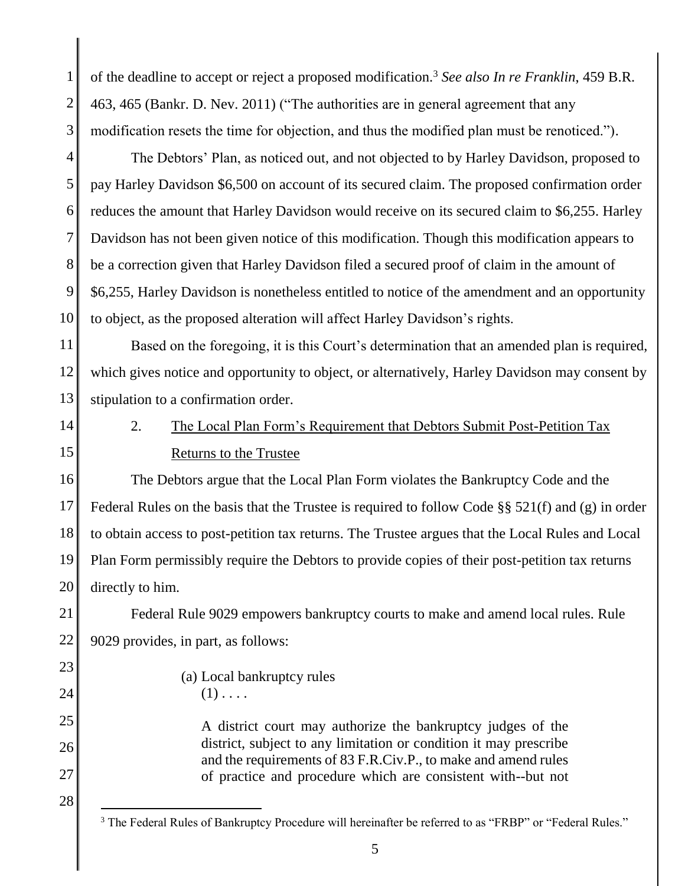of the deadline to accept or reject a proposed modification.[3] *See also In re Franklin*, 459 B.R. 463, 465 (Bankr. D. Nev. 2011) ("The authorities are in general agreement that any modification resets the time for objection, and thus the modified plan must be renoticed.").

The Debtors' Plan, as noticed out, and not objected to by Harley Davidson, proposed to pay Harley Davidson $6,500 on account of its secured claim. The proposed confirmation order reduces the amount that Harley Davidson would receive on its secured claim to $6,255. Harley Davidson has not been given notice of this modification. Though this modification appears to be a correction given that Harley Davidson filed a secured proof of claim in the amount of $6,255, Harley Davidson is nonetheless entitled to notice of the amendment and an opportunity to object, as the proposed alteration will affect Harley Davidson's rights.

Based on the foregoing, it is this Court's determination that an amended plan is required, which gives notice and opportunity to object, or alternatively, Harley Davidson may consent by stipulation to a confirmation order.

2. <u>The Local Plan Form's Requirement that Debtors Submit Post-Petition Tax Returns to the Trustee</u>

The Debtors argue that the Local Plan Form violates the Bankruptcy Code and the Federal Rules on the basis that the Trustee is required to follow Code §§ 521(f) and (g) in order to obtain access to post-petition tax returns. The Trustee argues that the Local Rules and Local Plan Form permissibly require the Debtors to provide copies of their post-petition tax returns directly to him.

Federal Rule 9029 empowers bankruptcy courts to make and amend local rules. Rule 9029 provides, in part, as follows:

> (a) Local bankruptcy rules
> (1) . . . .
>
> A district court may authorize the bankruptcy judges of the district, subject to any limitation or condition it may prescribe and the requirements of 83 F.R.Civ.P., to make and amend rules of practice and procedure which are consistent with--but not

[3] The Federal Rules of Bankruptcy Procedure will hereinafter be referred to as "FRBP" or "Federal Rules."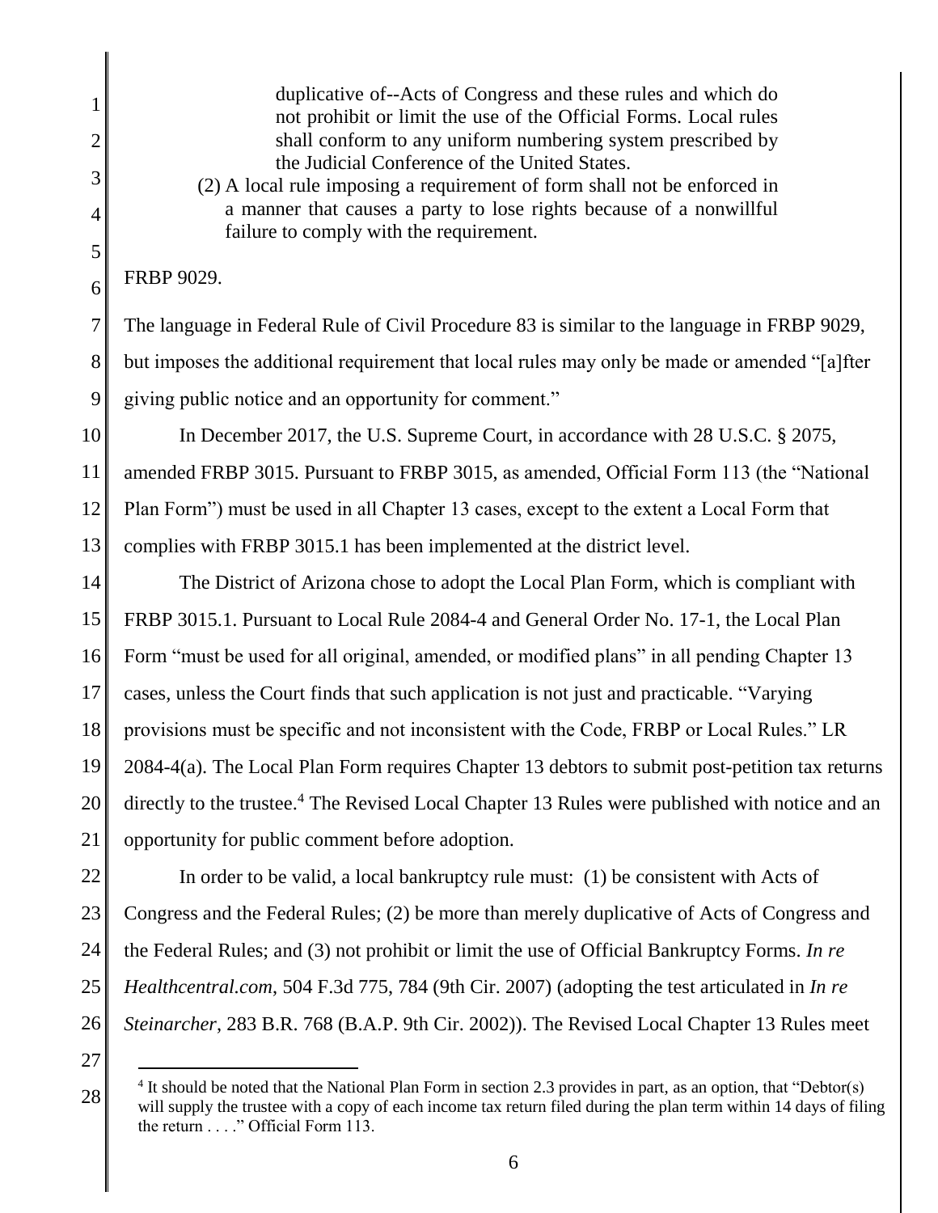> duplicative of--Acts of Congress and these rules and which do not prohibit or limit the use of the Official Forms. Local rules shall conform to any uniform numbering system prescribed by the Judicial Conference of the United States.
>
> (2) A local rule imposing a requirement of form shall not be enforced in a manner that causes a party to lose rights because of a nonwillful failure to comply with the requirement.

FRBP 9029.

The language in Federal Rule of Civil Procedure 83 is similar to the language in FRBP 9029, but imposes the additional requirement that local rules may only be made or amended "[a]fter giving public notice and an opportunity for comment."

In December 2017, the U.S. Supreme Court, in accordance with 28 U.S.C. § 2075, amended FRBP 3015. Pursuant to FRBP 3015, as amended, Official Form 113 (the "National Plan Form") must be used in all Chapter 13 cases, except to the extent a Local Form that complies with FRBP 3015.1 has been implemented at the district level.

The District of Arizona chose to adopt the Local Plan Form, which is compliant with FRBP 3015.1. Pursuant to Local Rule 2084-4 and General Order No. 17-1, the Local Plan Form "must be used for all original, amended, or modified plans" in all pending Chapter 13 cases, unless the Court finds that such application is not just and practicable. "Varying provisions must be specific and not inconsistent with the Code, FRBP or Local Rules." LR 2084-4(a). The Local Plan Form requires Chapter 13 debtors to submit post-petition tax returns directly to the trustee.[4] The Revised Local Chapter 13 Rules were published with notice and an opportunity for public comment before adoption.

In order to be valid, a local bankruptcy rule must: (1) be consistent with Acts of Congress and the Federal Rules; (2) be more than merely duplicative of Acts of Congress and the Federal Rules; and (3) not prohibit or limit the use of Official Bankruptcy Forms. *In re Healthcentral.com*, 504 F.3d 775, 784 (9th Cir. 2007) (adopting the test articulated in *In re Steinarcher*, 283 B.R. 768 (B.A.P. 9th Cir. 2002)). The Revised Local Chapter 13 Rules meet

[4] It should be noted that the National Plan Form in section 2.3 provides in part, as an option, that "Debtor(s) will supply the trustee with a copy of each income tax return filed during the plan term within 14 days of filing the return . . . ." Official Form 113.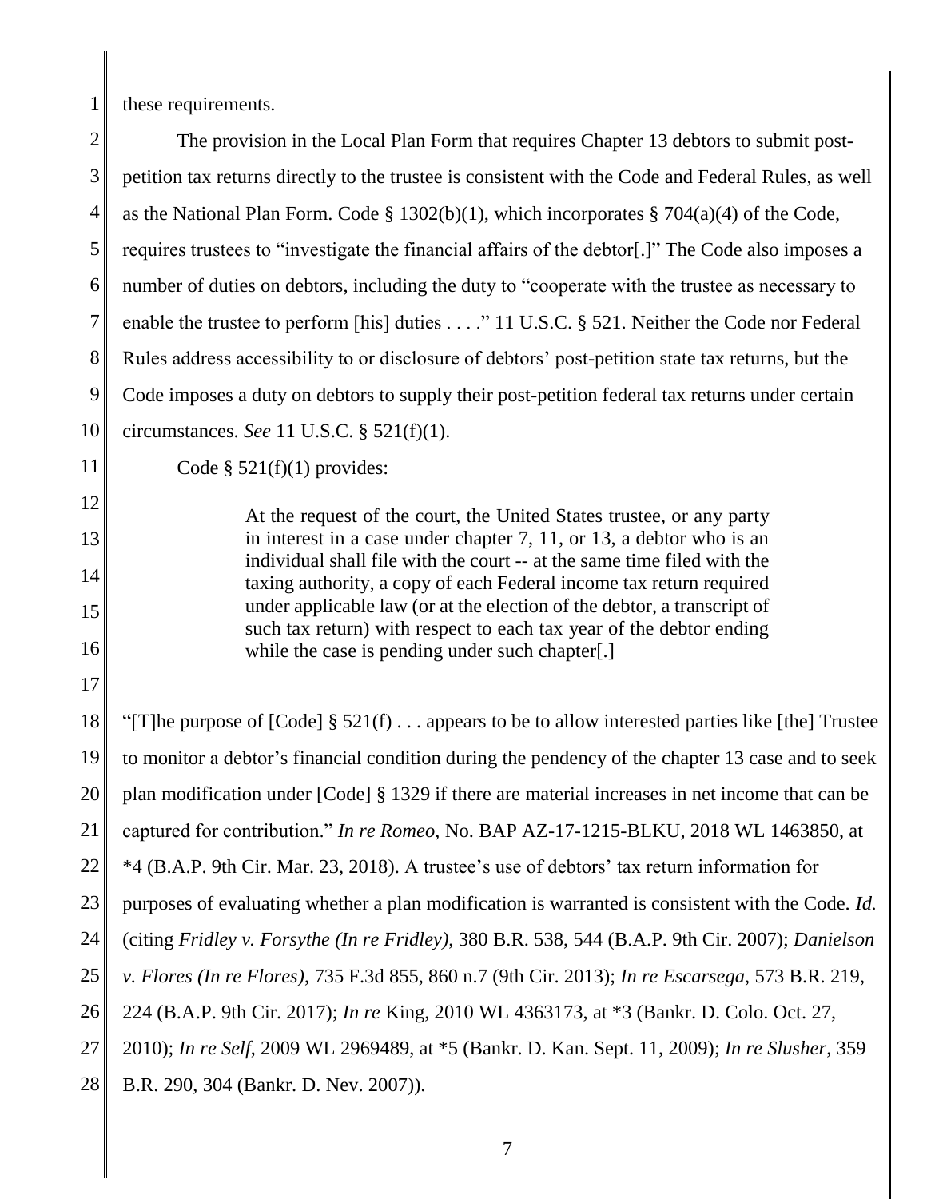these requirements.

The provision in the Local Plan Form that requires Chapter 13 debtors to submit post-petition tax returns directly to the trustee is consistent with the Code and Federal Rules, as well as the National Plan Form. Code § 1302(b)(1), which incorporates § 704(a)(4) of the Code, requires trustees to "investigate the financial affairs of the debtor[.]" The Code also imposes a number of duties on debtors, including the duty to "cooperate with the trustee as necessary to enable the trustee to perform [his] duties . . . ." 11 U.S.C. § 521. Neither the Code nor Federal Rules address accessibility to or disclosure of debtors' post-petition state tax returns, but the Code imposes a duty on debtors to supply their post-petition federal tax returns under certain circumstances. *See* 11 U.S.C. § 521(f)(1).

Code § 521(f)(1) provides:

> At the request of the court, the United States trustee, or any party in interest in a case under chapter 7, 11, or 13, a debtor who is an individual shall file with the court -- at the same time filed with the taxing authority, a copy of each Federal income tax return required under applicable law (or at the election of the debtor, a transcript of such tax return) with respect to each tax year of the debtor ending while the case is pending under such chapter[.]

"[T]he purpose of [Code] § 521(f) . . . appears to be to allow interested parties like [the] Trustee to monitor a debtor's financial condition during the pendency of the chapter 13 case and to seek plan modification under [Code] § 1329 if there are material increases in net income that can be captured for contribution." *In re Romeo*, No. BAP AZ-17-1215-BLKU, 2018 WL 1463850, at *4 (B.A.P. 9th Cir. Mar. 23, 2018). A trustee's use of debtors' tax return information for purposes of evaluating whether a plan modification is warranted is consistent with the Code. *Id.* (citing *Fridley v. Forsythe (In re Fridley)*, 380 B.R. 538, 544 (B.A.P. 9th Cir. 2007); *Danielson v. Flores (In re Flores)*, 735 F.3d 855, 860 n.7 (9th Cir. 2013); *In re Escarsega*, 573 B.R. 219, 224 (B.A.P. 9th Cir. 2017); *In re* King, 2010 WL 4363173, at *3 (Bankr. D. Colo. Oct. 27, 2010); *In re Self*, 2009 WL 2969489, at *5 (Bankr. D. Kan. Sept. 11, 2009); *In re Slusher*, 359 B.R. 290, 304 (Bankr. D. Nev. 2007)).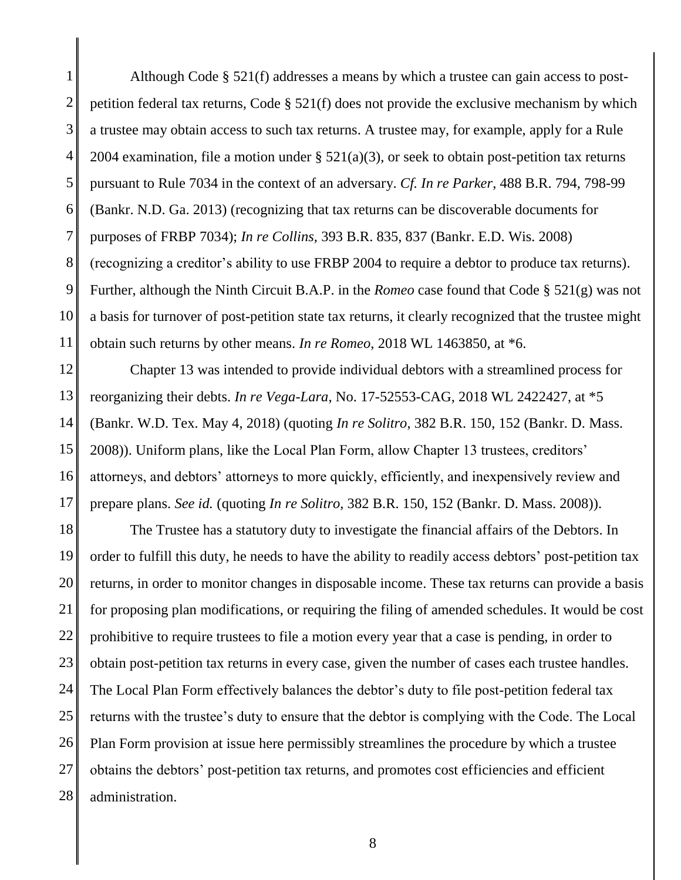Although Code § 521(f) addresses a means by which a trustee can gain access to post-petition federal tax returns, Code § 521(f) does not provide the exclusive mechanism by which a trustee may obtain access to such tax returns. A trustee may, for example, apply for a Rule 2004 examination, file a motion under § 521(a)(3), or seek to obtain post-petition tax returns pursuant to Rule 7034 in the context of an adversary. *Cf. In re Parker*, 488 B.R. 794, 798-99 (Bankr. N.D. Ga. 2013) (recognizing that tax returns can be discoverable documents for purposes of FRBP 7034); *In re Collins*, 393 B.R. 835, 837 (Bankr. E.D. Wis. 2008) (recognizing a creditor's ability to use FRBP 2004 to require a debtor to produce tax returns). Further, although the Ninth Circuit B.A.P. in the *Romeo* case found that Code § 521(g) was not a basis for turnover of post-petition state tax returns, it clearly recognized that the trustee might obtain such returns by other means. *In re Romeo*, 2018 WL 1463850, at *6.

Chapter 13 was intended to provide individual debtors with a streamlined process for reorganizing their debts. *In re Vega-Lara*, No. 17-52553-CAG, 2018 WL 2422427, at *5 (Bankr. W.D. Tex. May 4, 2018) (quoting *In re Solitro*, 382 B.R. 150, 152 (Bankr. D. Mass. 2008)). Uniform plans, like the Local Plan Form, allow Chapter 13 trustees, creditors' attorneys, and debtors' attorneys to more quickly, efficiently, and inexpensively review and prepare plans. *See id.* (quoting *In re Solitro*, 382 B.R. 150, 152 (Bankr. D. Mass. 2008)).

The Trustee has a statutory duty to investigate the financial affairs of the Debtors. In order to fulfill this duty, he needs to have the ability to readily access debtors' post-petition tax returns, in order to monitor changes in disposable income. These tax returns can provide a basis for proposing plan modifications, or requiring the filing of amended schedules. It would be cost prohibitive to require trustees to file a motion every year that a case is pending, in order to obtain post-petition tax returns in every case, given the number of cases each trustee handles. The Local Plan Form effectively balances the debtor's duty to file post-petition federal tax returns with the trustee's duty to ensure that the debtor is complying with the Code. The Local Plan Form provision at issue here permissibly streamlines the procedure by which a trustee obtains the debtors' post-petition tax returns, and promotes cost efficiencies and efficient administration.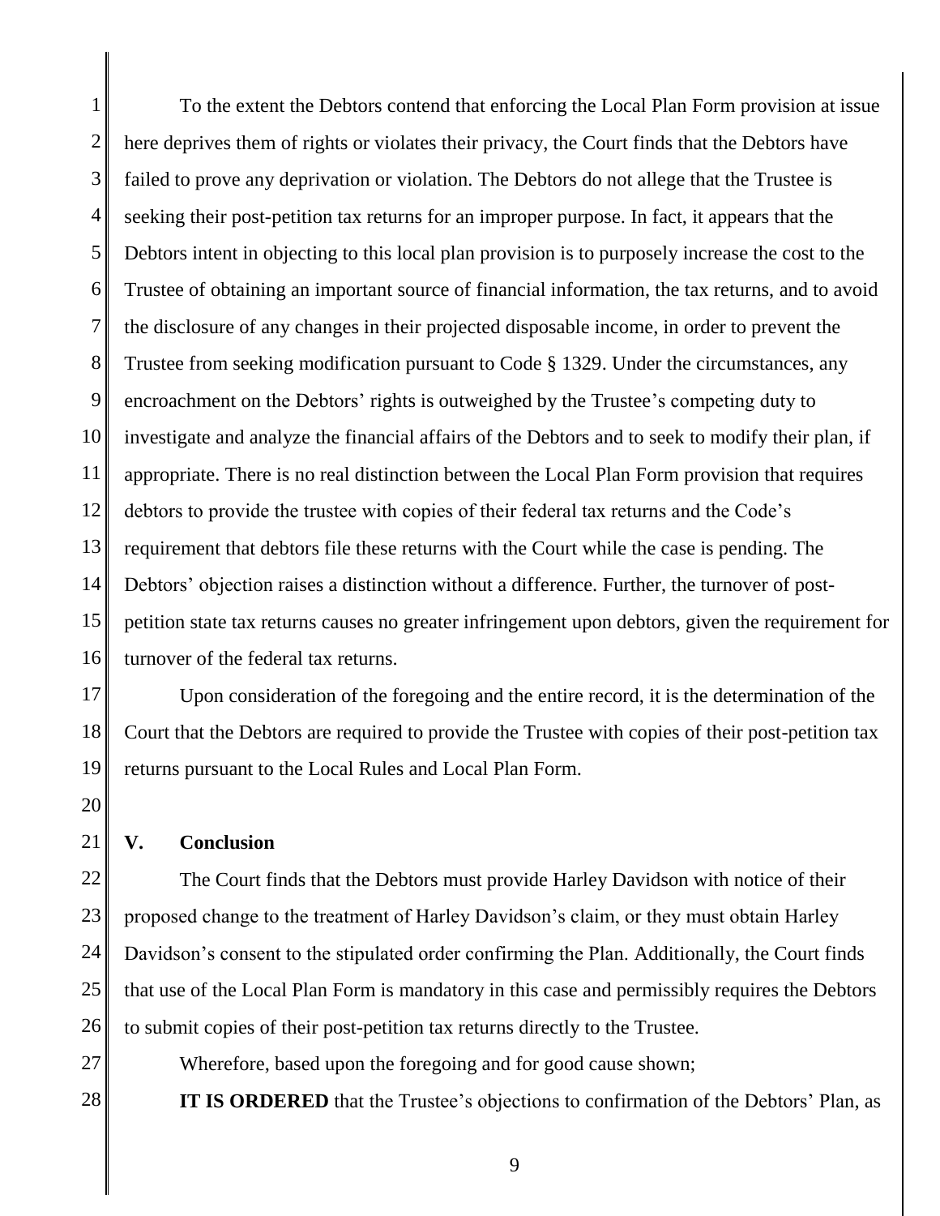To the extent the Debtors contend that enforcing the Local Plan Form provision at issue here deprives them of rights or violates their privacy, the Court finds that the Debtors have failed to prove any deprivation or violation. The Debtors do not allege that the Trustee is seeking their post-petition tax returns for an improper purpose. In fact, it appears that the Debtors intent in objecting to this local plan provision is to purposely increase the cost to the Trustee of obtaining an important source of financial information, the tax returns, and to avoid the disclosure of any changes in their projected disposable income, in order to prevent the Trustee from seeking modification pursuant to Code § 1329. Under the circumstances, any encroachment on the Debtors' rights is outweighed by the Trustee's competing duty to investigate and analyze the financial affairs of the Debtors and to seek to modify their plan, if appropriate. There is no real distinction between the Local Plan Form provision that requires debtors to provide the trustee with copies of their federal tax returns and the Code's requirement that debtors file these returns with the Court while the case is pending. The Debtors' objection raises a distinction without a difference. Further, the turnover of post-petition state tax returns causes no greater infringement upon debtors, given the requirement for turnover of the federal tax returns.

Upon consideration of the foregoing and the entire record, it is the determination of the Court that the Debtors are required to provide the Trustee with copies of their post-petition tax returns pursuant to the Local Rules and Local Plan Form.

## V. Conclusion

The Court finds that the Debtors must provide Harley Davidson with notice of their proposed change to the treatment of Harley Davidson's claim, or they must obtain Harley Davidson's consent to the stipulated order confirming the Plan. Additionally, the Court finds that use of the Local Plan Form is mandatory in this case and permissibly requires the Debtors to submit copies of their post-petition tax returns directly to the Trustee.

Wherefore, based upon the foregoing and for good cause shown;

**IT IS ORDERED** that the Trustee's objections to confirmation of the Debtors' Plan, as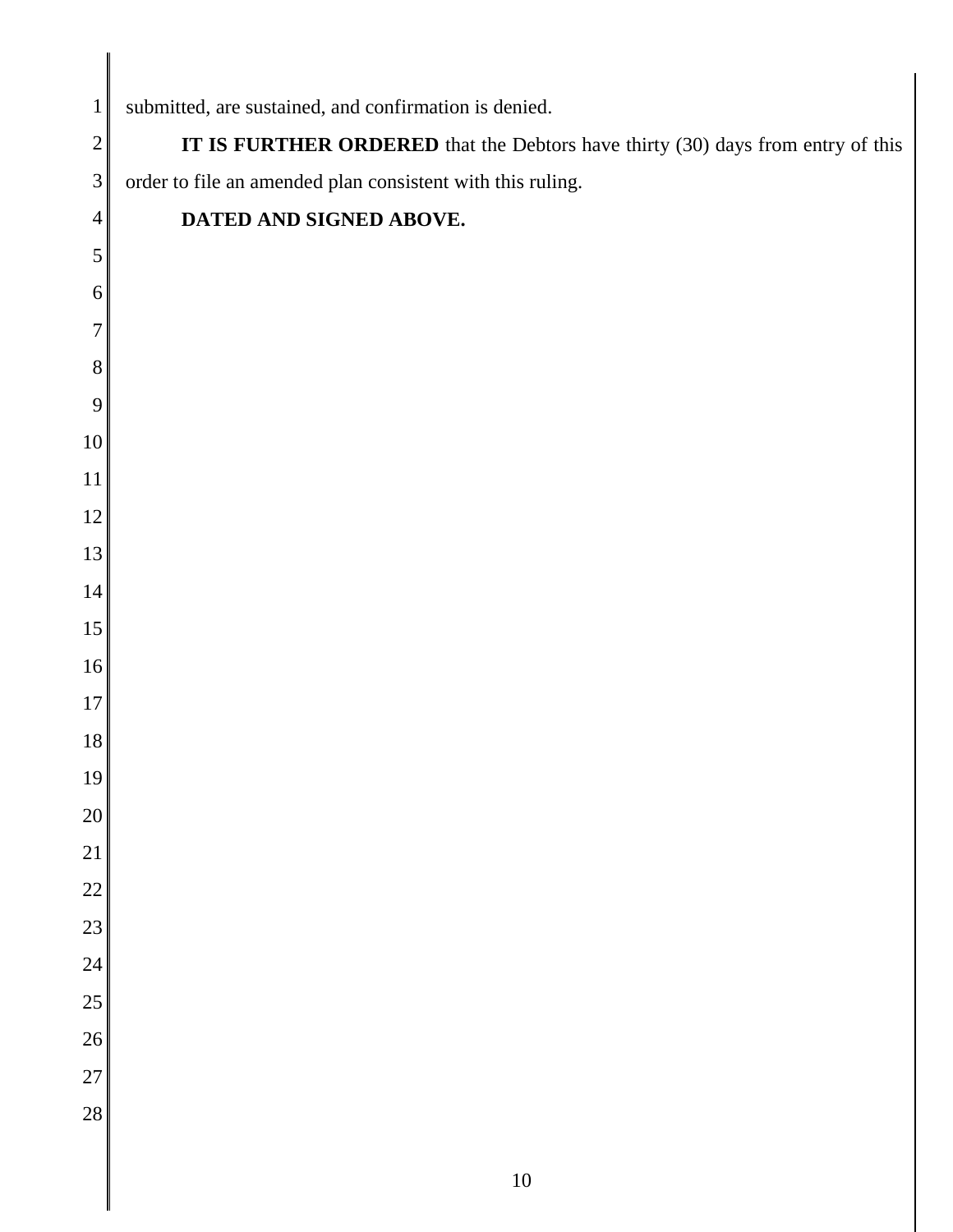submitted, are sustained, and confirmation is denied.

**IT IS FURTHER ORDERED** that the Debtors have thirty (30) days from entry of this order to file an amended plan consistent with this ruling.

**DATED AND SIGNED ABOVE.**